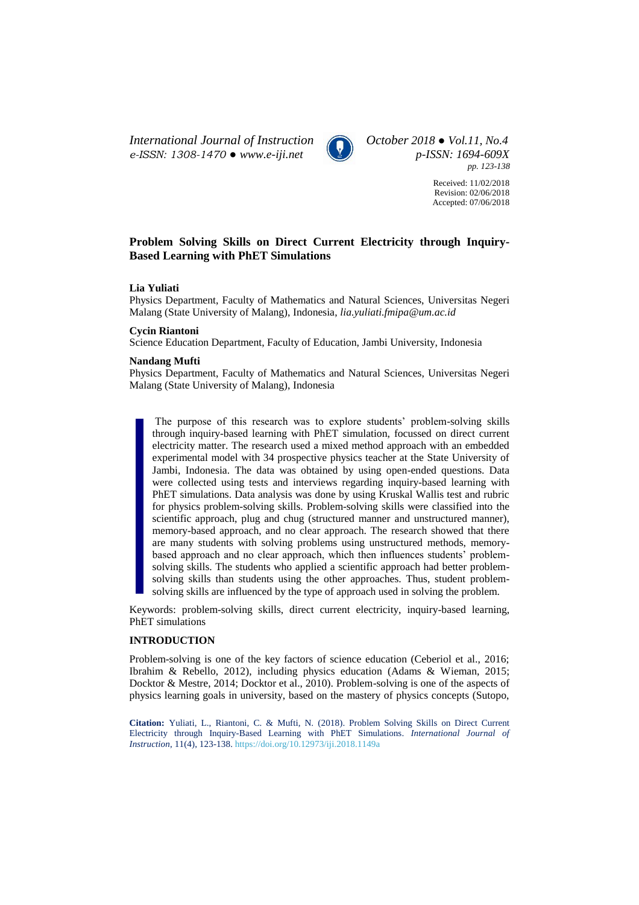International Journal of Instruction
e-ISSN: 1308-1470 ● www.e-iji.net

October 2018 ● Vol.11, No.4
p-ISSN: 1694-609X
pp. 123-138

Received: 11/02/2018
Revision: 02/06/2018
Accepted: 07/06/2018

# Problem Solving Skills on Direct Current Electricity through Inquiry-Based Learning with PhET Simulations

**Lia Yuliati**
Physics Department, Faculty of Mathematics and Natural Sciences, Universitas Negeri Malang (State University of Malang), Indonesia, *lia.yuliati.fmipa@um.ac.id*

**Cycin Riantoni**
Science Education Department, Faculty of Education, Jambi University, Indonesia

**Nandang Mufti**
Physics Department, Faculty of Mathematics and Natural Sciences, Universitas Negeri Malang (State University of Malang), Indonesia

The purpose of this research was to explore students' problem-solving skills through inquiry-based learning with PhET simulation, focussed on direct current electricity matter. The research used a mixed method approach with an embedded experimental model with 34 prospective physics teacher at the State University of Jambi, Indonesia. The data was obtained by using open-ended questions. Data were collected using tests and interviews regarding inquiry-based learning with PhET simulations. Data analysis was done by using Kruskal Wallis test and rubric for physics problem-solving skills. Problem-solving skills were classified into the scientific approach, plug and chug (structured manner and unstructured manner), memory-based approach, and no clear approach. The research showed that there are many students with solving problems using unstructured methods, memory-based approach and no clear approach, which then influences students' problem-solving skills. The students who applied a scientific approach had better problem-solving skills than students using the other approaches. Thus, student problem-solving skills are influenced by the type of approach used in solving the problem.

Keywords: problem-solving skills, direct current electricity, inquiry-based learning, PhET simulations

## INTRODUCTION

Problem-solving is one of the key factors of science education (Ceberiol et al., 2016; Ibrahim & Rebello, 2012), including physics education (Adams & Wieman, 2015; Docktor & Mestre, 2014; Docktor et al., 2010). Problem-solving is one of the aspects of physics learning goals in university, based on the mastery of physics concepts (Sutopo,

**Citation:** Yuliati, L., Riantoni, C. & Mufti, N. (2018). Problem Solving Skills on Direct Current Electricity through Inquiry-Based Learning with PhET Simulations. *International Journal of Instruction*, 11(4), 123-138. https://doi.org/10.12973/iji.2018.1149a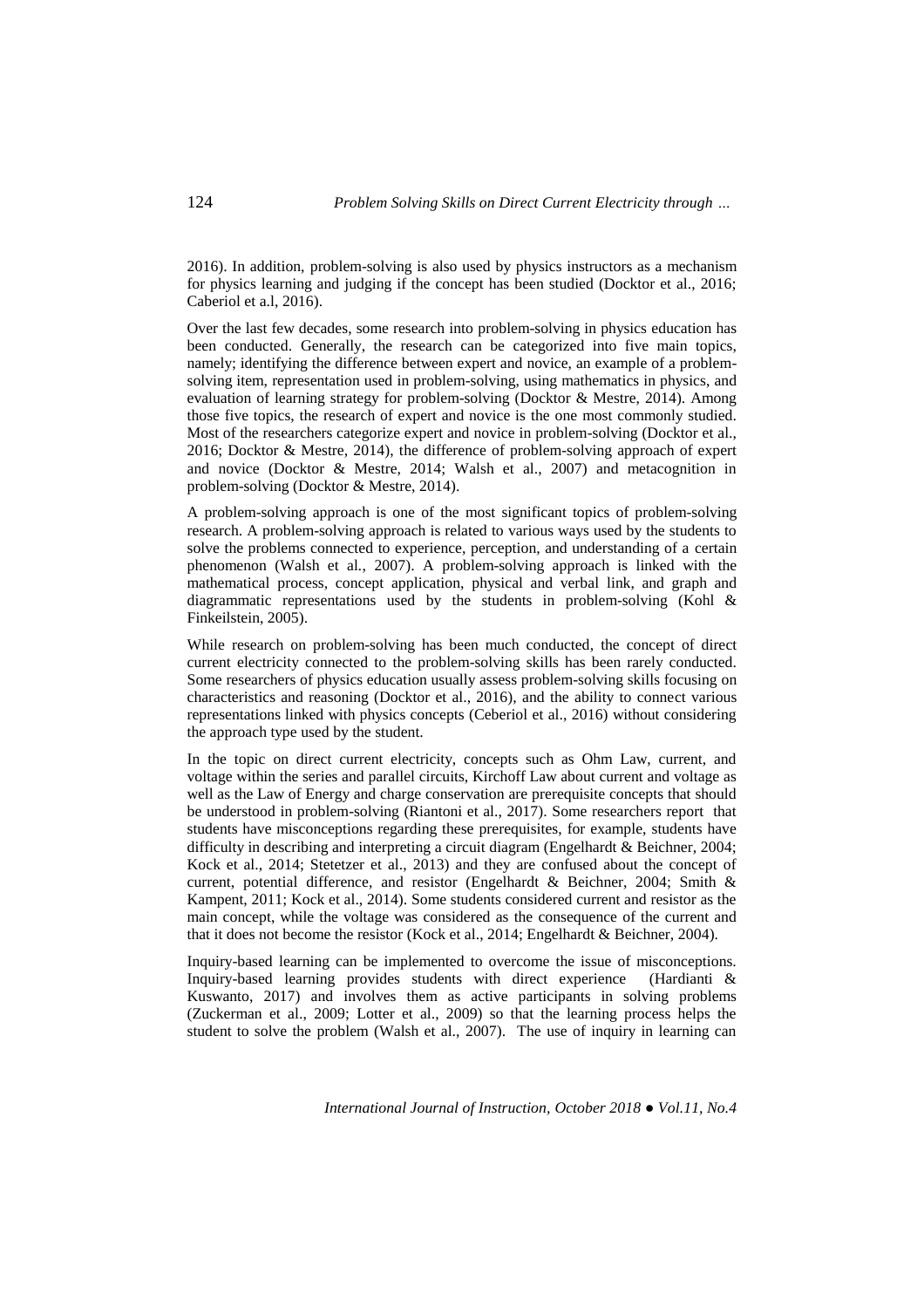2016). In addition, problem-solving is also used by physics instructors as a mechanism for physics learning and judging if the concept has been studied (Docktor et al., 2016; Caberiol et a.l, 2016).

Over the last few decades, some research into problem-solving in physics education has been conducted. Generally, the research can be categorized into five main topics, namely; identifying the difference between expert and novice, an example of a problem-solving item, representation used in problem-solving, using mathematics in physics, and evaluation of learning strategy for problem-solving (Docktor & Mestre, 2014). Among those five topics, the research of expert and novice is the one most commonly studied. Most of the researchers categorize expert and novice in problem-solving (Docktor et al., 2016; Docktor & Mestre, 2014), the difference of problem-solving approach of expert and novice (Docktor & Mestre, 2014; Walsh et al., 2007) and metacognition in problem-solving (Docktor & Mestre, 2014).

A problem-solving approach is one of the most significant topics of problem-solving research. A problem-solving approach is related to various ways used by the students to solve the problems connected to experience, perception, and understanding of a certain phenomenon (Walsh et al., 2007). A problem-solving approach is linked with the mathematical process, concept application, physical and verbal link, and graph and diagrammatic representations used by the students in problem-solving (Kohl & Finkeilstein, 2005).

While research on problem-solving has been much conducted, the concept of direct current electricity connected to the problem-solving skills has been rarely conducted. Some researchers of physics education usually assess problem-solving skills focusing on characteristics and reasoning (Docktor et al., 2016), and the ability to connect various representations linked with physics concepts (Ceberiol et al., 2016) without considering the approach type used by the student.

In the topic on direct current electricity, concepts such as Ohm Law, current, and voltage within the series and parallel circuits, Kirchoff Law about current and voltage as well as the Law of Energy and charge conservation are prerequisite concepts that should be understood in problem-solving (Riantoni et al., 2017). Some researchers report that students have misconceptions regarding these prerequisites, for example, students have difficulty in describing and interpreting a circuit diagram (Engelhardt & Beichner, 2004; Kock et al., 2014; Stetetzer et al., 2013) and they are confused about the concept of current, potential difference, and resistor (Engelhardt & Beichner, 2004; Smith & Kampent, 2011; Kock et al., 2014). Some students considered current and resistor as the main concept, while the voltage was considered as the consequence of the current and that it does not become the resistor (Kock et al., 2014; Engelhardt & Beichner, 2004).

Inquiry-based learning can be implemented to overcome the issue of misconceptions. Inquiry-based learning provides students with direct experience (Hardianti & Kuswanto, 2017) and involves them as active participants in solving problems (Zuckerman et al., 2009; Lotter et al., 2009) so that the learning process helps the student to solve the problem (Walsh et al., 2007). The use of inquiry in learning can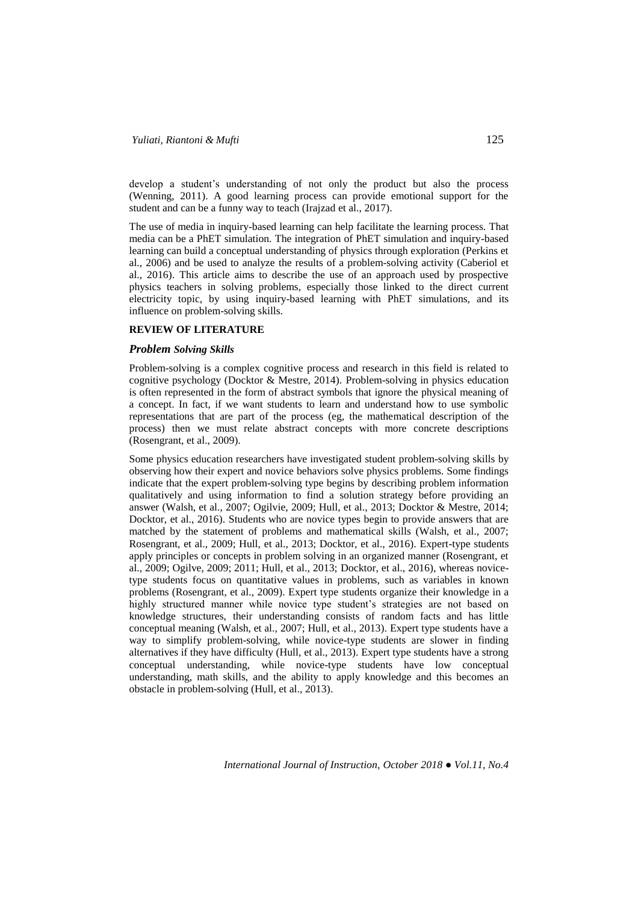develop a student's understanding of not only the product but also the process (Wenning, 2011). A good learning process can provide emotional support for the student and can be a funny way to teach (Irajzad et al., 2017).

The use of media in inquiry-based learning can help facilitate the learning process. That media can be a PhET simulation. The integration of PhET simulation and inquiry-based learning can build a conceptual understanding of physics through exploration (Perkins et al., 2006) and be used to analyze the results of a problem-solving activity (Caberiol et al., 2016). This article aims to describe the use of an approach used by prospective physics teachers in solving problems, especially those linked to the direct current electricity topic, by using inquiry-based learning with PhET simulations, and its influence on problem-solving skills.

## REVIEW OF LITERATURE

### *Problem Solving Skills*

Problem-solving is a complex cognitive process and research in this field is related to cognitive psychology (Docktor & Mestre, 2014). Problem-solving in physics education is often represented in the form of abstract symbols that ignore the physical meaning of a concept. In fact, if we want students to learn and understand how to use symbolic representations that are part of the process (eg, the mathematical description of the process) then we must relate abstract concepts with more concrete descriptions (Rosengrant, et al., 2009).

Some physics education researchers have investigated student problem-solving skills by observing how their expert and novice behaviors solve physics problems. Some findings indicate that the expert problem-solving type begins by describing problem information qualitatively and using information to find a solution strategy before providing an answer (Walsh, et al., 2007; Ogilvie, 2009; Hull, et al., 2013; Docktor & Mestre, 2014; Docktor, et al., 2016). Students who are novice types begin to provide answers that are matched by the statement of problems and mathematical skills (Walsh, et al., 2007; Rosengrant, et al., 2009; Hull, et al., 2013; Docktor, et al., 2016). Expert-type students apply principles or concepts in problem solving in an organized manner (Rosengrant, et al., 2009; Ogilve, 2009; 2011; Hull, et al., 2013; Docktor, et al., 2016), whereas novice-type students focus on quantitative values in problems, such as variables in known problems (Rosengrant, et al., 2009). Expert type students organize their knowledge in a highly structured manner while novice type student's strategies are not based on knowledge structures, their understanding consists of random facts and has little conceptual meaning (Walsh, et al., 2007; Hull, et al., 2013). Expert type students have a way to simplify problem-solving, while novice-type students are slower in finding alternatives if they have difficulty (Hull, et al., 2013). Expert type students have a strong conceptual understanding, while novice-type students have low conceptual understanding, math skills, and the ability to apply knowledge and this becomes an obstacle in problem-solving (Hull, et al., 2013).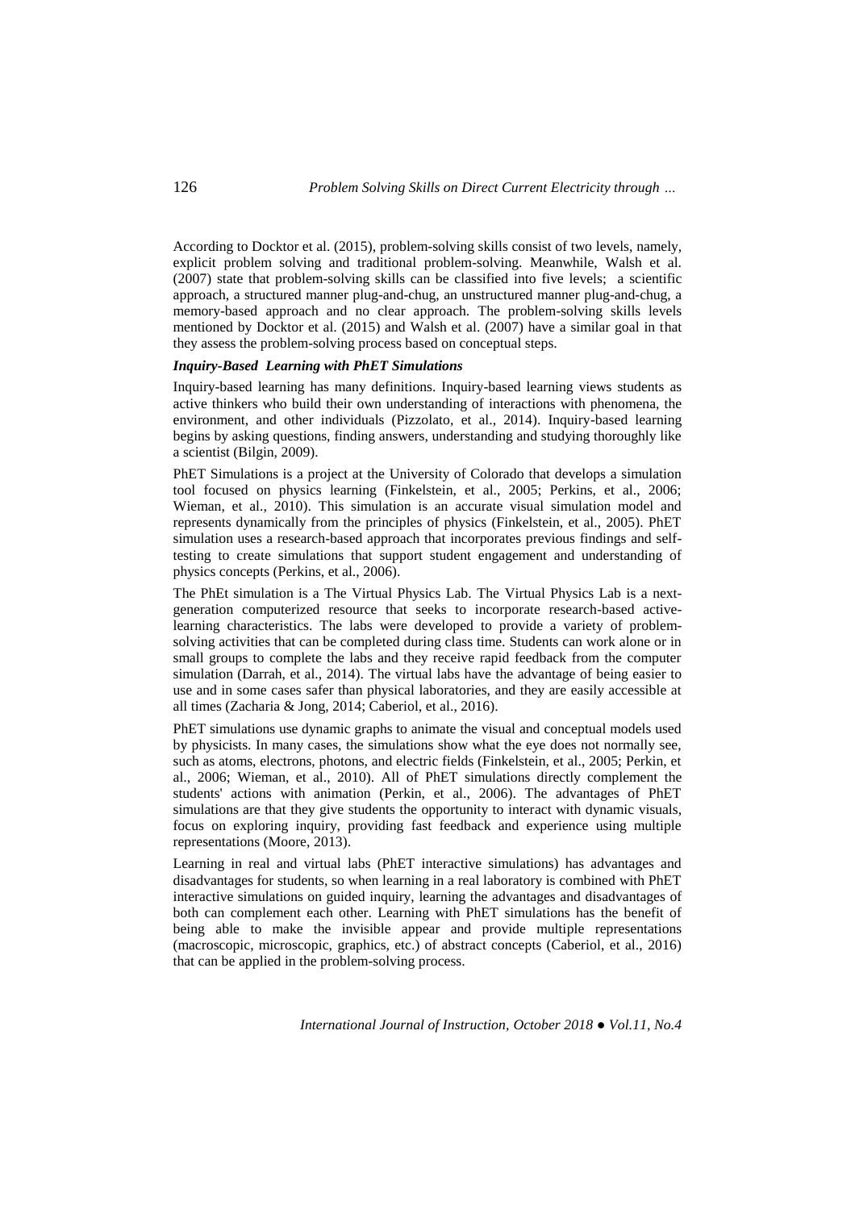According to Docktor et al. (2015), problem-solving skills consist of two levels, namely, explicit problem solving and traditional problem-solving. Meanwhile, Walsh et al. (2007) state that problem-solving skills can be classified into five levels; a scientific approach, a structured manner plug-and-chug, an unstructured manner plug-and-chug, a memory-based approach and no clear approach. The problem-solving skills levels mentioned by Docktor et al. (2015) and Walsh et al. (2007) have a similar goal in that they assess the problem-solving process based on conceptual steps.

### *Inquiry-Based Learning with PhET Simulations*

Inquiry-based learning has many definitions. Inquiry-based learning views students as active thinkers who build their own understanding of interactions with phenomena, the environment, and other individuals (Pizzolato, et al., 2014). Inquiry-based learning begins by asking questions, finding answers, understanding and studying thoroughly like a scientist (Bilgin, 2009).

PhET Simulations is a project at the University of Colorado that develops a simulation tool focused on physics learning (Finkelstein, et al., 2005; Perkins, et al., 2006; Wieman, et al., 2010). This simulation is an accurate visual simulation model and represents dynamically from the principles of physics (Finkelstein, et al., 2005). PhET simulation uses a research-based approach that incorporates previous findings and self-testing to create simulations that support student engagement and understanding of physics concepts (Perkins, et al., 2006).

The PhEt simulation is a The Virtual Physics Lab. The Virtual Physics Lab is a next-generation computerized resource that seeks to incorporate research-based active-learning characteristics. The labs were developed to provide a variety of problem-solving activities that can be completed during class time. Students can work alone or in small groups to complete the labs and they receive rapid feedback from the computer simulation (Darrah, et al., 2014). The virtual labs have the advantage of being easier to use and in some cases safer than physical laboratories, and they are easily accessible at all times (Zacharia & Jong, 2014; Caberiol, et al., 2016).

PhET simulations use dynamic graphs to animate the visual and conceptual models used by physicists. In many cases, the simulations show what the eye does not normally see, such as atoms, electrons, photons, and electric fields (Finkelstein, et al., 2005; Perkin, et al., 2006; Wieman, et al., 2010). All of PhET simulations directly complement the students' actions with animation (Perkin, et al., 2006). The advantages of PhET simulations are that they give students the opportunity to interact with dynamic visuals, focus on exploring inquiry, providing fast feedback and experience using multiple representations (Moore, 2013).

Learning in real and virtual labs (PhET interactive simulations) has advantages and disadvantages for students, so when learning in a real laboratory is combined with PhET interactive simulations on guided inquiry, learning the advantages and disadvantages of both can complement each other. Learning with PhET simulations has the benefit of being able to make the invisible appear and provide multiple representations (macroscopic, microscopic, graphics, etc.) of abstract concepts (Caberiol, et al., 2016) that can be applied in the problem-solving process.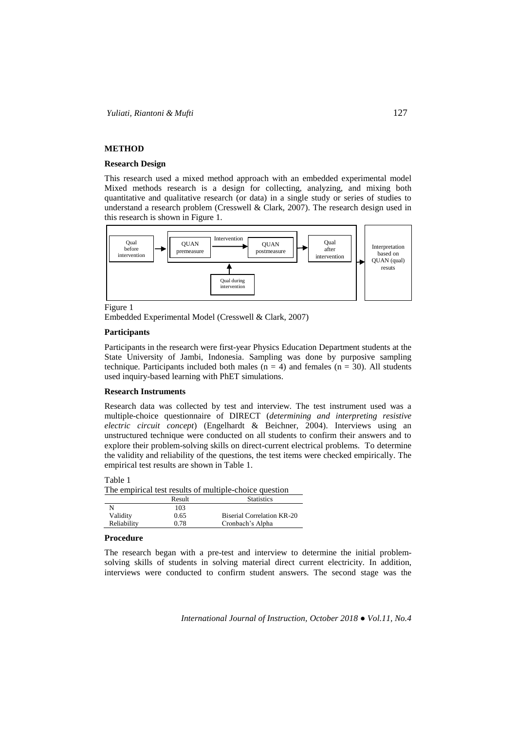## METHOD

### Research Design

This research used a mixed method approach with an embedded experimental model Mixed methods research is a design for collecting, analyzing, and mixing both quantitative and qualitative research (or data) in a single study or series of studies to understand a research problem (Cresswell & Clark, 2007). The research design used in this research is shown in Figure 1.

Figure 1

Embedded Experimental Model (Cresswell & Clark, 2007)

### Participants

Participants in the research were first-year Physics Education Department students at the State University of Jambi, Indonesia. Sampling was done by purposive sampling technique. Participants included both males ($n = 4$) and females ($n = 30$). All students used inquiry-based learning with PhET simulations.

### Research Instruments

Research data was collected by test and interview. The test instrument used was a multiple-choice questionnaire of DIRECT (*determining and interpreting resistive electric circuit concept*) (Engelhardt & Beichner, 2004). Interviews using an unstructured technique were conducted on all students to confirm their answers and to explore their problem-solving skills on direct-current electrical problems. To determine the validity and reliability of the questions, the test items were checked empirically. The empirical test results are shown in Table 1.

Table 1

The empirical test results of multiple-choice question

| | Result | Statistics |
|---|---|---|
| N | 103 | |
| Validity | 0.65 | Biserial Correlation KR-20 |
| Reliability | 0.78 | Cronbach's Alpha |

### Procedure

The research began with a pre-test and interview to determine the initial problem-solving skills of students in solving material direct current electricity. In addition, interviews were conducted to confirm student answers. The second stage was the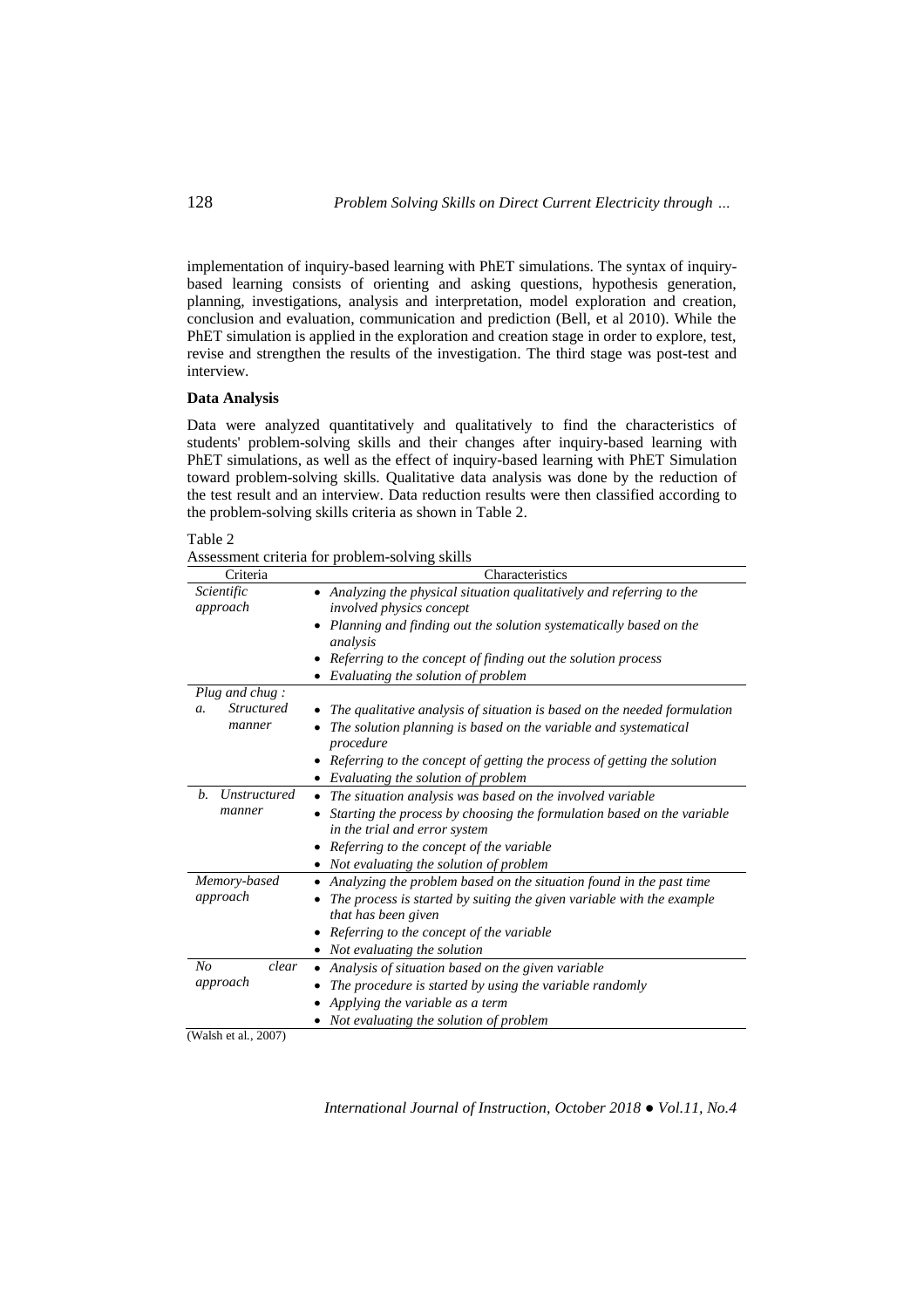implementation of inquiry-based learning with PhET simulations. The syntax of inquiry-based learning consists of orienting and asking questions, hypothesis generation, planning, investigations, analysis and interpretation, model exploration and creation, conclusion and evaluation, communication and prediction (Bell, et al 2010). While the PhET simulation is applied in the exploration and creation stage in order to explore, test, revise and strengthen the results of the investigation. The third stage was post-test and interview.

### Data Analysis

Data were analyzed quantitatively and qualitatively to find the characteristics of students' problem-solving skills and their changes after inquiry-based learning with PhET simulations, as well as the effect of inquiry-based learning with PhET Simulation toward problem-solving skills. Qualitative data analysis was done by the reduction of the test result and an interview. Data reduction results were then classified according to the problem-solving skills criteria as shown in Table 2.

Table 2
Assessment criteria for problem-solving skills

| Criteria | Characteristics |
|---|---|
| *Scientific approach* | • *Analyzing the physical situation qualitatively and referring to the involved physics concept*<br>• *Planning and finding out the solution systematically based on the analysis*<br>• *Referring to the concept of finding out the solution process*<br>• *Evaluating the solution of problem* |
| *Plug and chug :*<br>*a. Structured manner* | • *The qualitative analysis of situation is based on the needed formulation*<br>• *The solution planning is based on the variable and systematical procedure*<br>• *Referring to the concept of getting the process of getting the solution*<br>• *Evaluating the solution of problem* |
| *b. Unstructured manner* | • *The situation analysis was based on the involved variable*<br>• *Starting the process by choosing the formulation based on the variable in the trial and error system*<br>• *Referring to the concept of the variable*<br>• *Not evaluating the solution of problem* |
| *Memory-based approach* | • *Analyzing the problem based on the situation found in the past time*<br>• *The process is started by suiting the given variable with the example that has been given*<br>• *Referring to the concept of the variable*<br>• *Not evaluating the solution* |
| *No clear approach* | • *Analysis of situation based on the given variable*<br>• *The procedure is started by using the variable randomly*<br>• *Applying the variable as a term*<br>• *Not evaluating the solution of problem* |

(Walsh et al., 2007)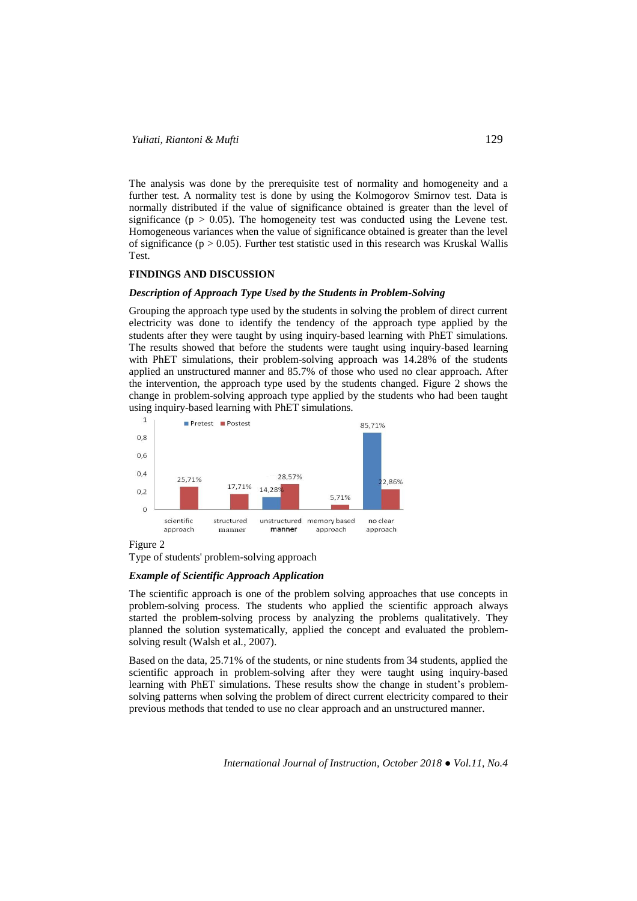The analysis was done by the prerequisite test of normality and homogeneity and a further test. A normality test is done by using the Kolmogorov Smirnov test. Data is normally distributed if the value of significance obtained is greater than the level of significance ($p > 0.05$). The homogeneity test was conducted using the Levene test. Homogeneous variances when the value of significance obtained is greater than the level of significance ($p > 0.05$). Further test statistic used in this research was Kruskal Wallis Test.

## FINDINGS AND DISCUSSION

### *Description of Approach Type Used by the Students in Problem-Solving*

Grouping the approach type used by the students in solving the problem of direct current electricity was done to identify the tendency of the approach type applied by the students after they were taught by using inquiry-based learning with PhET simulations. The results showed that before the students were taught using inquiry-based learning with PhET simulations, their problem-solving approach was 14.28% of the students applied an unstructured manner and 85.7% of those who used no clear approach. After the intervention, the approach type used by the students changed. Figure 2 shows the change in problem-solving approach type applied by the students who had been taught using inquiry-based learning with PhET simulations.

| Approach | Pretest | Postest |
|---|---|---|
| scientific approach | | 25,71% |
| structured manner | | 17,71% |
| unstructured manner | 14,28% | 28,57% |
| memory based approach | | 5,71% |
| no clear approach | 85,71% | 22,86% |

Figure 2

Type of students' problem-solving approach

### *Example of Scientific Approach Application*

The scientific approach is one of the problem solving approaches that use concepts in problem-solving process. The students who applied the scientific approach always started the problem-solving process by analyzing the problems qualitatively. They planned the solution systematically, applied the concept and evaluated the problem-solving result (Walsh et al., 2007).

Based on the data, 25.71% of the students, or nine students from 34 students, applied the scientific approach in problem-solving after they were taught using inquiry-based learning with PhET simulations. These results show the change in student's problem-solving patterns when solving the problem of direct current electricity compared to their previous methods that tended to use no clear approach and an unstructured manner.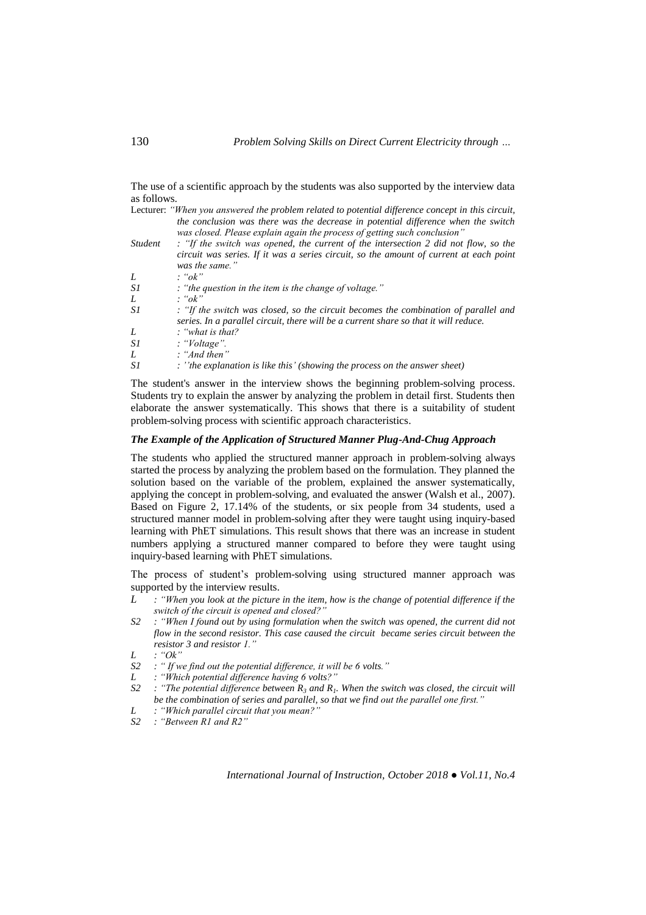The use of a scientific approach by the students was also supported by the interview data as follows.

Lecturer: *"When you answered the problem related to potential difference concept in this circuit, the conclusion was there was the decrease in potential difference when the switch was closed. Please explain again the process of getting such conclusion"*

*Student : "If the switch was opened, the current of the intersection 2 did not flow, so the circuit was series. If it was a series circuit, so the amount of current at each point was the same."*

*L : "ok"*

*S1 : "the question in the item is the change of voltage."*

*L : "ok"*

*S1 : "If the switch was closed, so the circuit becomes the combination of parallel and series. In a parallel circuit, there will be a current share so that it will reduce.*

*L : "what is that?*

*S1 : "Voltage".*

*L : "And then"*

*S1 : ''the explanation is like this' (showing the process on the answer sheet)*

The student's answer in the interview shows the beginning problem-solving process. Students try to explain the answer by analyzing the problem in detail first. Students then elaborate the answer systematically. This shows that there is a suitability of student problem-solving process with scientific approach characteristics.

### *The Example of the Application of Structured Manner Plug-And-Chug Approach*

The students who applied the structured manner approach in problem-solving always started the process by analyzing the problem based on the formulation. They planned the solution based on the variable of the problem, explained the answer systematically, applying the concept in problem-solving, and evaluated the answer (Walsh et al., 2007). Based on Figure 2, 17.14% of the students, or six people from 34 students, used a structured manner model in problem-solving after they were taught using inquiry-based learning with PhET simulations. This result shows that there was an increase in student numbers applying a structured manner compared to before they were taught using inquiry-based learning with PhET simulations.

The process of student's problem-solving using structured manner approach was supported by the interview results.

*L : "When you look at the picture in the item, how is the change of potential difference if the switch of the circuit is opened and closed?"*

*S2 : "When I found out by using formulation when the switch was opened, the current did not flow in the second resistor. This case caused the circuit became series circuit between the resistor 3 and resistor 1."*

*L : "Ok"*

*S2 : " If we find out the potential difference, it will be 6 volts."*

*L : "Which potential difference having 6 volts?"*

*S2 : "The potential difference between $R_3$ and $R_1$. When the switch was closed, the circuit will be the combination of series and parallel, so that we find out the parallel one first."*

*L : "Which parallel circuit that you mean?"*

*S2 : "Between R1 and R2"*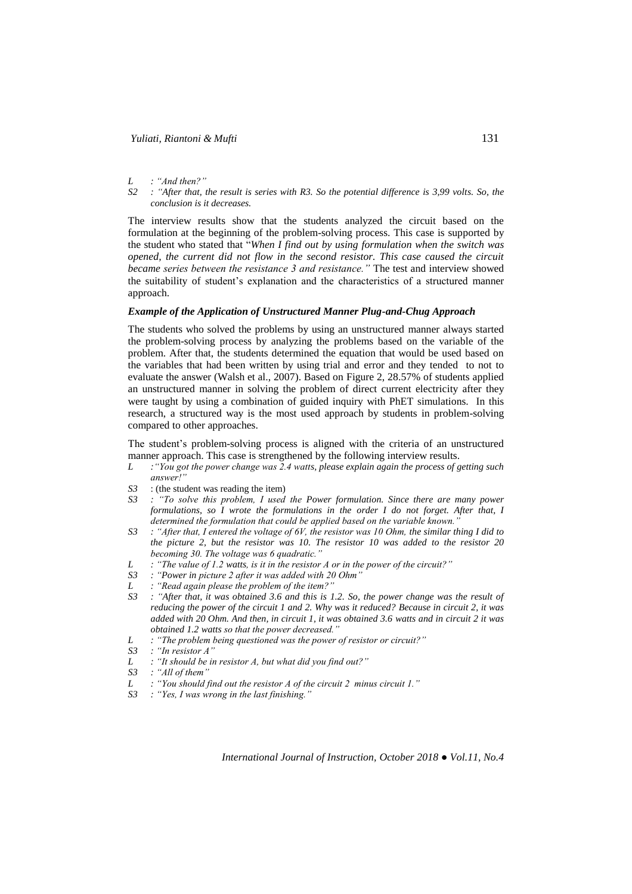*L : "And then?"*

*S2 : "After that, the result is series with R3. So the potential difference is 3,99 volts. So, the conclusion is it decreases.*

The interview results show that the students analyzed the circuit based on the formulation at the beginning of the problem-solving process. This case is supported by the student who stated that "*When I find out by using formulation when the switch was opened, the current did not flow in the second resistor. This case caused the circuit became series between the resistance 3 and resistance."* The test and interview showed the suitability of student's explanation and the characteristics of a structured manner approach.

### *Example of the Application of Unstructured Manner Plug-and-Chug Approach*

The students who solved the problems by using an unstructured manner always started the problem-solving process by analyzing the problems based on the variable of the problem. After that, the students determined the equation that would be used based on the variables that had been written by using trial and error and they tended to not to evaluate the answer (Walsh et al., 2007). Based on Figure 2, 28.57% of students applied an unstructured manner in solving the problem of direct current electricity after they were taught by using a combination of guided inquiry with PhET simulations. In this research, a structured way is the most used approach by students in problem-solving compared to other approaches.

The student's problem-solving process is aligned with the criteria of an unstructured manner approach. This case is strengthened by the following interview results.

*L :"You got the power change was 2.4 watts, please explain again the process of getting such answer!"*

*S3* : (the student was reading the item)

*S3 : "To solve this problem, I used the Power formulation. Since there are many power formulations, so I wrote the formulations in the order I do not forget. After that, I determined the formulation that could be applied based on the variable known."*

*S3 : "After that, I entered the voltage of 6V, the resistor was 10 Ohm, the similar thing I did to the picture 2, but the resistor was 10. The resistor 10 was added to the resistor 20 becoming 30. The voltage was 6 quadratic."*

*L : "The value of 1.2 watts, is it in the resistor A or in the power of the circuit?"*

*S3 : "Power in picture 2 after it was added with 20 Ohm"*

*L : "Read again please the problem of the item?"*

*S3 : "After that, it was obtained 3.6 and this is 1.2. So, the power change was the result of reducing the power of the circuit 1 and 2. Why was it reduced? Because in circuit 2, it was added with 20 Ohm. And then, in circuit 1, it was obtained 3.6 watts and in circuit 2 it was obtained 1.2 watts so that the power decreased."*

*L : "The problem being questioned was the power of resistor or circuit?"*

*S3 : "In resistor A"*

*L : "It should be in resistor A, but what did you find out?"*

*S3 : "All of them"*

*L : "You should find out the resistor A of the circuit 2 minus circuit 1."*

*S3 : "Yes, I was wrong in the last finishing."*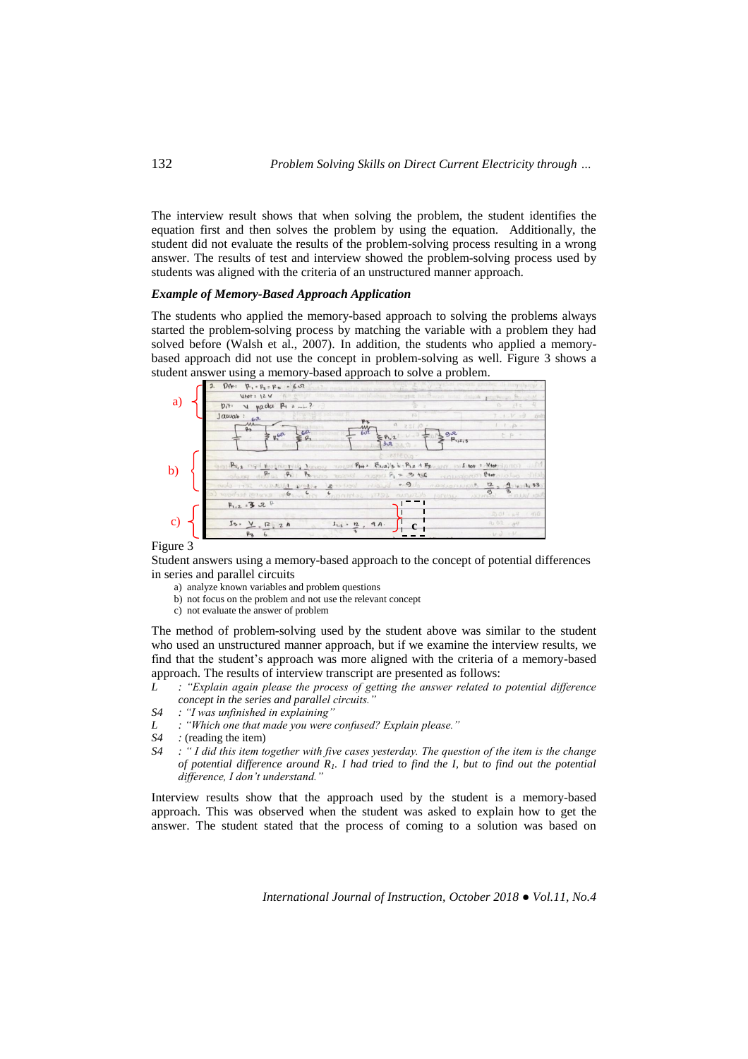The interview result shows that when solving the problem, the student identifies the equation first and then solves the problem by using the equation. Additionally, the student did not evaluate the results of the problem-solving process resulting in a wrong answer. The results of test and interview showed the problem-solving process used by students was aligned with the criteria of an unstructured manner approach.

### *Example of Memory-Based Approach Application*

The students who applied the memory-based approach to solving the problems always started the problem-solving process by matching the variable with a problem they had solved before (Walsh et al., 2007). In addition, the students who applied a memory-based approach did not use the concept in problem-solving as well. Figure 3 shows a student answer using a memory-based approach to solve a problem.

Figure 3

Student answers using a memory-based approach to the concept of potential differences in series and parallel circuits

a) analyze known variables and problem questions
b) not focus on the problem and not use the relevant concept
c) not evaluate the answer of problem

The method of problem-solving used by the student above was similar to the student who used an unstructured manner approach, but if we examine the interview results, we find that the student's approach was more aligned with the criteria of a memory-based approach. The results of interview transcript are presented as follows:

*L* : *"Explain again please the process of getting the answer related to potential difference concept in the series and parallel circuits."*

*S4* : *"I was unfinished in explaining"*

*L* : *"Which one that made you were confused? Explain please."*

*S4* : (reading the item)

*S4* : *" I did this item together with five cases yesterday. The question of the item is the change of potential difference around $R_1$. I had tried to find the I, but to find out the potential difference, I don't understand."*

Interview results show that the approach used by the student is a memory-based approach. This was observed when the student was asked to explain how to get the answer. The student stated that the process of coming to a solution was based on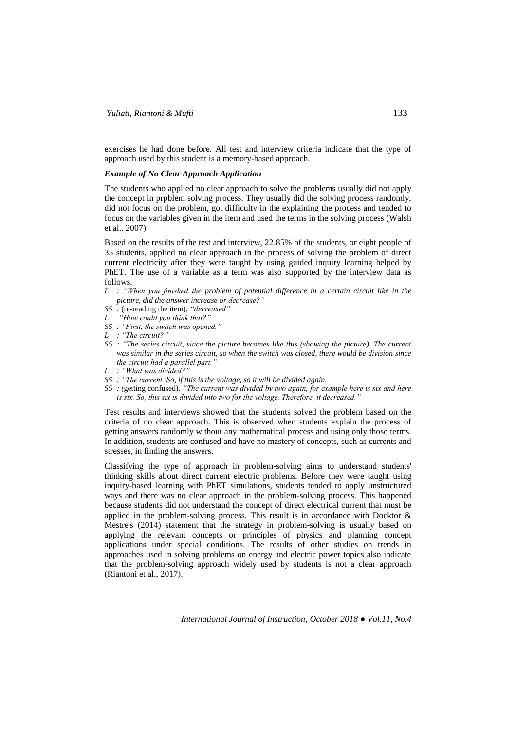exercises he had done before. All test and interview criteria indicate that the type of approach used by this student is a memory-based approach.

### *Example of No Clear Approach Application*

The students who applied no clear approach to solve the problems usually did not apply the concept in prpblem solving process. They usually did the solving process randomly, did not focus on the problem, got difficulty in the explaining the process and tended to focus on the variables given in the item and used the terms in the solving process (Walsh et al., 2007).

Based on the results of the test and interview, 22.85% of the students, or eight people of 35 students, applied no clear approach in the process of solving the problem of direct current electricity after they were taught by using guided inquiry learning helped by PhET. The use of a variable as a term was also supported by the interview data as follows.

*L : "When you finished the problem of potential difference in a certain circuit like in the picture, did the answer increase or decrease?"*
*S5 :* (re-reading the item), *"decreased"*
*L "How could you think that?"*
*S5 : "First, the switch was opened."*
*L : "The circuit?"*
*S5 : "The series circuit, since the picture becomes like this (showing the picture). The current was similar in the series circuit, so when the switch was closed, there would be division since the circuit had a parallel part."*
*L : "What was divided?"*
*S5 : "The current. So, if this is the voltage, so it will be divided again.*
*S5 :* (getting confused). *"The current was divided by two again, for example here is six and here is six. So, this six is divided into two for the voltage. Therefore, it decreased."*

Test results and interviews showed that the students solved the problem based on the criteria of no clear approach. This is observed when students explain the process of getting answers randomly without any mathematical process and using only those terms. In addition, students are confused and have no mastery of concepts, such as currents and stresses, in finding the answers.

Classifying the type of approach in problem-solving aims to understand students' thinking skills about direct current electric problems. Before they were taught using inquiry-based learning with PhET simulations, students tended to apply unstructured ways and there was no clear approach in the problem-solving process. This happened because students did not understand the concept of direct electrical current that must be applied in the problem-solving process. This result is in accordance with Docktor & Mestre's (2014) statement that the strategy in problem-solving is usually based on applying the relevant concepts or principles of physics and planning concept applications under special conditions. The results of other studies on trends in approaches used in solving problems on energy and electric power topics also indicate that the problem-solving approach widely used by students is not a clear approach (Riantoni et al., 2017).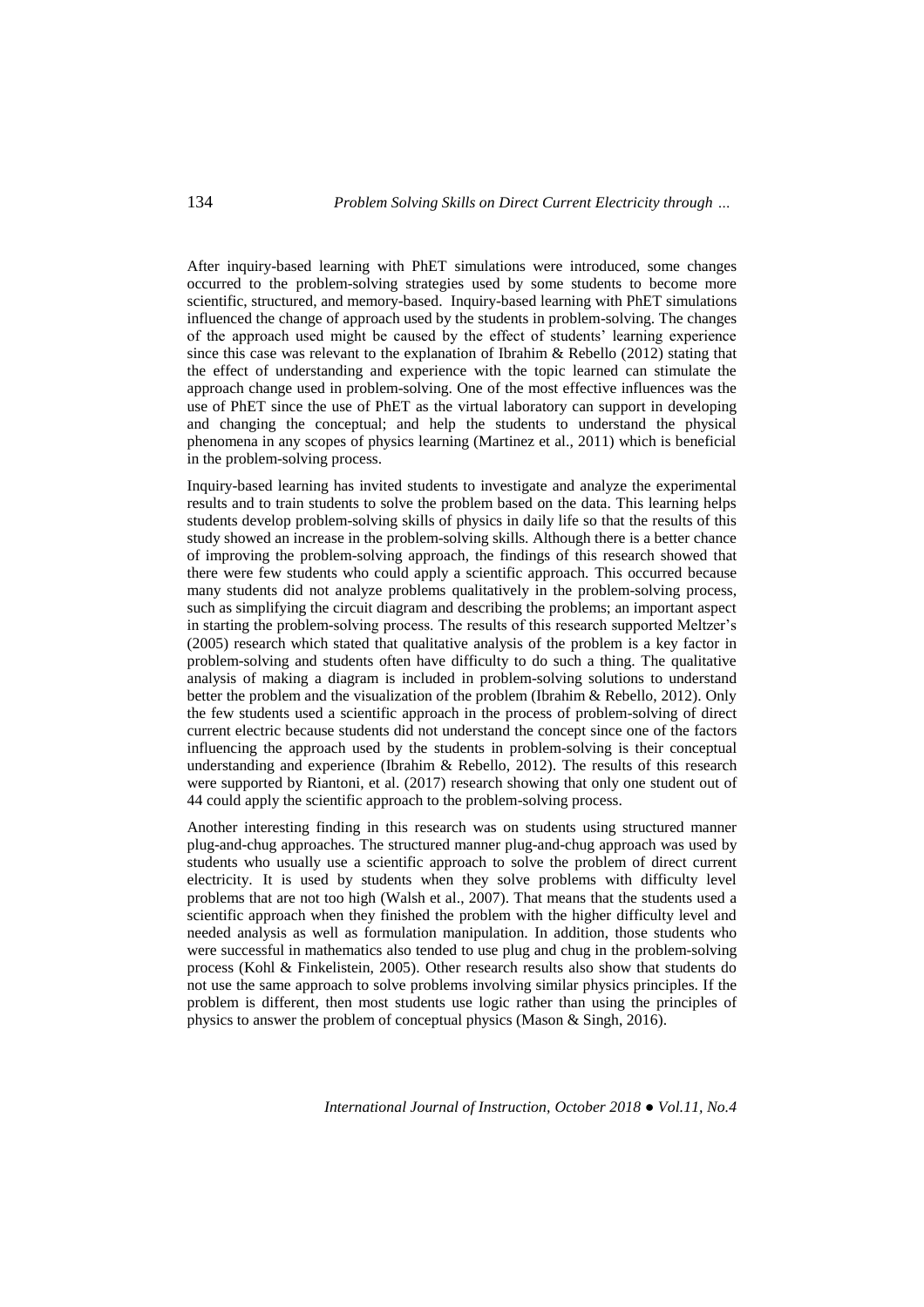After inquiry-based learning with PhET simulations were introduced, some changes occurred to the problem-solving strategies used by some students to become more scientific, structured, and memory-based. Inquiry-based learning with PhET simulations influenced the change of approach used by the students in problem-solving. The changes of the approach used might be caused by the effect of students' learning experience since this case was relevant to the explanation of Ibrahim & Rebello (2012) stating that the effect of understanding and experience with the topic learned can stimulate the approach change used in problem-solving. One of the most effective influences was the use of PhET since the use of PhET as the virtual laboratory can support in developing and changing the conceptual; and help the students to understand the physical phenomena in any scopes of physics learning (Martinez et al., 2011) which is beneficial in the problem-solving process.

Inquiry-based learning has invited students to investigate and analyze the experimental results and to train students to solve the problem based on the data. This learning helps students develop problem-solving skills of physics in daily life so that the results of this study showed an increase in the problem-solving skills. Although there is a better chance of improving the problem-solving approach, the findings of this research showed that there were few students who could apply a scientific approach. This occurred because many students did not analyze problems qualitatively in the problem-solving process, such as simplifying the circuit diagram and describing the problems; an important aspect in starting the problem-solving process. The results of this research supported Meltzer's (2005) research which stated that qualitative analysis of the problem is a key factor in problem-solving and students often have difficulty to do such a thing. The qualitative analysis of making a diagram is included in problem-solving solutions to understand better the problem and the visualization of the problem (Ibrahim & Rebello, 2012). Only the few students used a scientific approach in the process of problem-solving of direct current electric because students did not understand the concept since one of the factors influencing the approach used by the students in problem-solving is their conceptual understanding and experience (Ibrahim & Rebello, 2012). The results of this research were supported by Riantoni, et al. (2017) research showing that only one student out of 44 could apply the scientific approach to the problem-solving process.

Another interesting finding in this research was on students using structured manner plug-and-chug approaches. The structured manner plug-and-chug approach was used by students who usually use a scientific approach to solve the problem of direct current electricity. It is used by students when they solve problems with difficulty level problems that are not too high (Walsh et al., 2007). That means that the students used a scientific approach when they finished the problem with the higher difficulty level and needed analysis as well as formulation manipulation. In addition, those students who were successful in mathematics also tended to use plug and chug in the problem-solving process (Kohl & Finkelistein, 2005). Other research results also show that students do not use the same approach to solve problems involving similar physics principles. If the problem is different, then most students use logic rather than using the principles of physics to answer the problem of conceptual physics (Mason & Singh, 2016).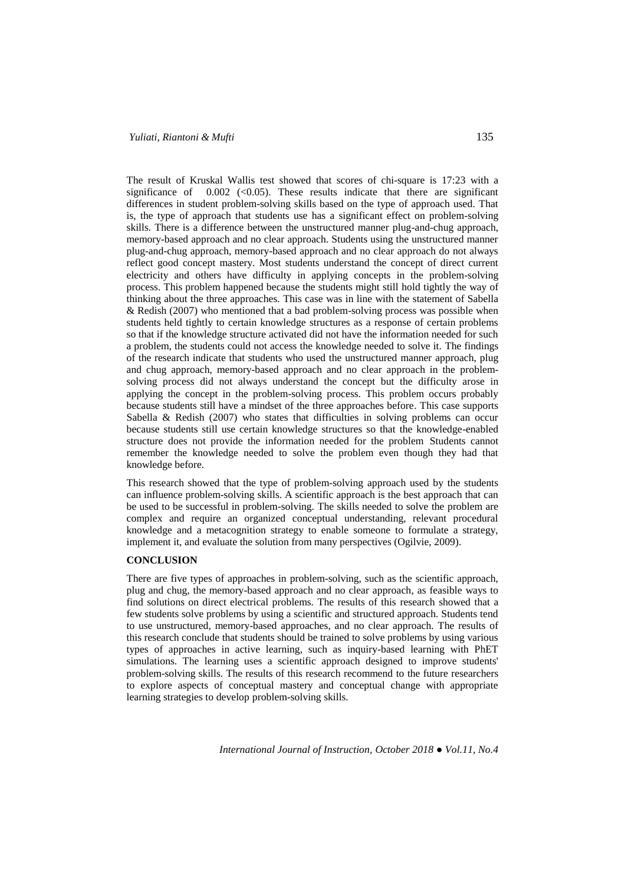The result of Kruskal Wallis test showed that scores of chi-square is 17:23 with a significance of 0.002 (<0.05). These results indicate that there are significant differences in student problem-solving skills based on the type of approach used. That is, the type of approach that students use has a significant effect on problem-solving skills. There is a difference between the unstructured manner plug-and-chug approach, memory-based approach and no clear approach. Students using the unstructured manner plug-and-chug approach, memory-based approach and no clear approach do not always reflect good concept mastery. Most students understand the concept of direct current electricity and others have difficulty in applying concepts in the problem-solving process. This problem happened because the students might still hold tightly the way of thinking about the three approaches. This case was in line with the statement of Sabella & Redish (2007) who mentioned that a bad problem-solving process was possible when students held tightly to certain knowledge structures as a response of certain problems so that if the knowledge structure activated did not have the information needed for such a problem, the students could not access the knowledge needed to solve it. The findings of the research indicate that students who used the unstructured manner approach, plug and chug approach, memory-based approach and no clear approach in the problem-solving process did not always understand the concept but the difficulty arose in applying the concept in the problem-solving process. This problem occurs probably because students still have a mindset of the three approaches before. This case supports Sabella & Redish (2007) who states that difficulties in solving problems can occur because students still use certain knowledge structures so that the knowledge-enabled structure does not provide the information needed for the problem Students cannot remember the knowledge needed to solve the problem even though they had that knowledge before.

This research showed that the type of problem-solving approach used by the students can influence problem-solving skills. A scientific approach is the best approach that can be used to be successful in problem-solving. The skills needed to solve the problem are complex and require an organized conceptual understanding, relevant procedural knowledge and a metacognition strategy to enable someone to formulate a strategy, implement it, and evaluate the solution from many perspectives (Ogilvie, 2009).

## CONCLUSION

There are five types of approaches in problem-solving, such as the scientific approach, plug and chug, the memory-based approach and no clear approach, as feasible ways to find solutions on direct electrical problems. The results of this research showed that a few students solve problems by using a scientific and structured approach. Students tend to use unstructured, memory-based approaches, and no clear approach. The results of this research conclude that students should be trained to solve problems by using various types of approaches in active learning, such as inquiry-based learning with PhET simulations. The learning uses a scientific approach designed to improve students' problem-solving skills. The results of this research recommend to the future researchers to explore aspects of conceptual mastery and conceptual change with appropriate learning strategies to develop problem-solving skills.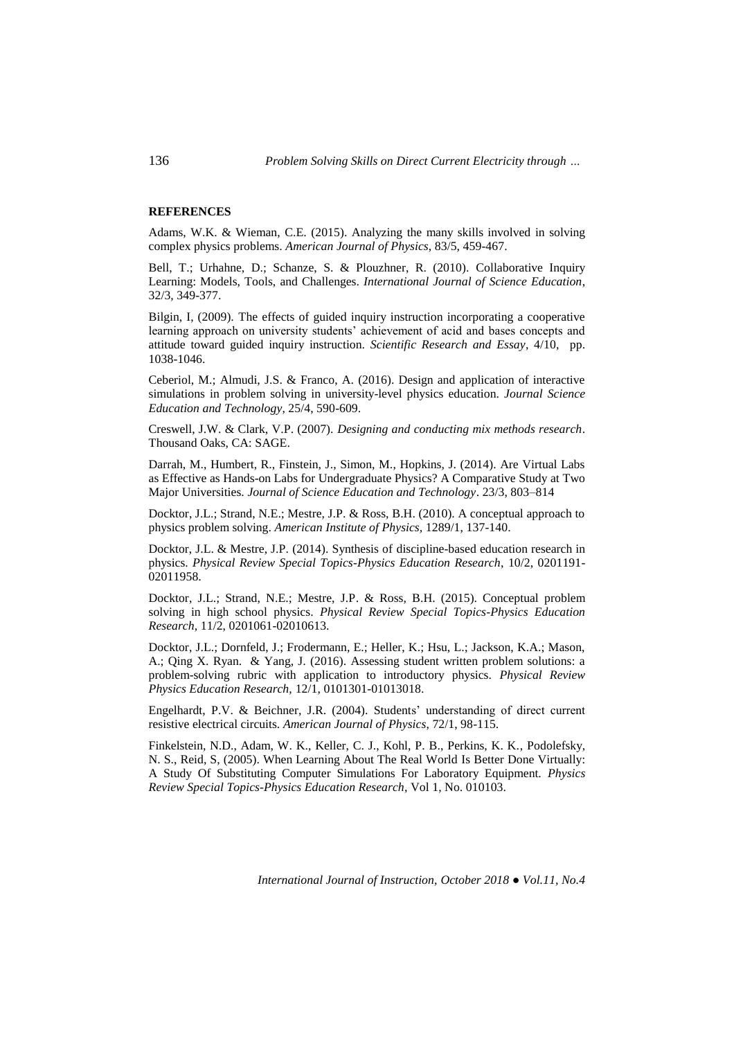**REFERENCES**

Adams, W.K. & Wieman, C.E. (2015). Analyzing the many skills involved in solving complex physics problems. *American Journal of Physics*, 83/5, 459-467.

Bell, T.; Urhahne, D.; Schanze, S. & Plouzhner, R. (2010). Collaborative Inquiry Learning: Models, Tools, and Challenges. *International Journal of Science Education*, 32/3, 349-377.

Bilgin, I, (2009). The effects of guided inquiry instruction incorporating a cooperative learning approach on university students' achievement of acid and bases concepts and attitude toward guided inquiry instruction. *Scientific Research and Essay*, 4/10, pp. 1038-1046.

Ceberiol, M.; Almudi, J.S. & Franco, A. (2016). Design and application of interactive simulations in problem solving in university-level physics education. *Journal Science Education and Technology*, 25/4, 590-609.

Creswell, J.W. & Clark, V.P. (2007). *Designing and conducting mix methods research*. Thousand Oaks, CA: SAGE.

Darrah, M., Humbert, R., Finstein, J., Simon, M., Hopkins, J. (2014). Are Virtual Labs as Effective as Hands-on Labs for Undergraduate Physics? A Comparative Study at Two Major Universities. *Journal of Science Education and Technology*. 23/3, 803–814

Docktor, J.L.; Strand, N.E.; Mestre, J.P. & Ross, B.H. (2010). A conceptual approach to physics problem solving. *American Institute of Physics*, 1289/1, 137-140.

Docktor, J.L. & Mestre, J.P. (2014). Synthesis of discipline-based education research in physics. *Physical Review Special Topics-Physics Education Research*, 10/2, 0201191-02011958.

Docktor, J.L.; Strand, N.E.; Mestre, J.P. & Ross, B.H. (2015). Conceptual problem solving in high school physics. *Physical Review Special Topics-Physics Education Research*, 11/2, 0201061-02010613.

Docktor, J.L.; Dornfeld, J.; Frodermann, E.; Heller, K.; Hsu, L.; Jackson, K.A.; Mason, A.; Qing X. Ryan. & Yang, J. (2016). Assessing student written problem solutions: a problem-solving rubric with application to introductory physics. *Physical Review Physics Education Research*, 12/1, 0101301-01013018.

Engelhardt, P.V. & Beichner, J.R. (2004). Students' understanding of direct current resistive electrical circuits. *American Journal of Physics*, 72/1, 98-115.

Finkelstein, N.D., Adam, W. K., Keller, C. J., Kohl, P. B., Perkins, K. K., Podolefsky, N. S., Reid, S, (2005). When Learning About The Real World Is Better Done Virtually: A Study Of Substituting Computer Simulations For Laboratory Equipment. *Physics Review Special Topics-Physics Education Research*, Vol 1, No. 010103.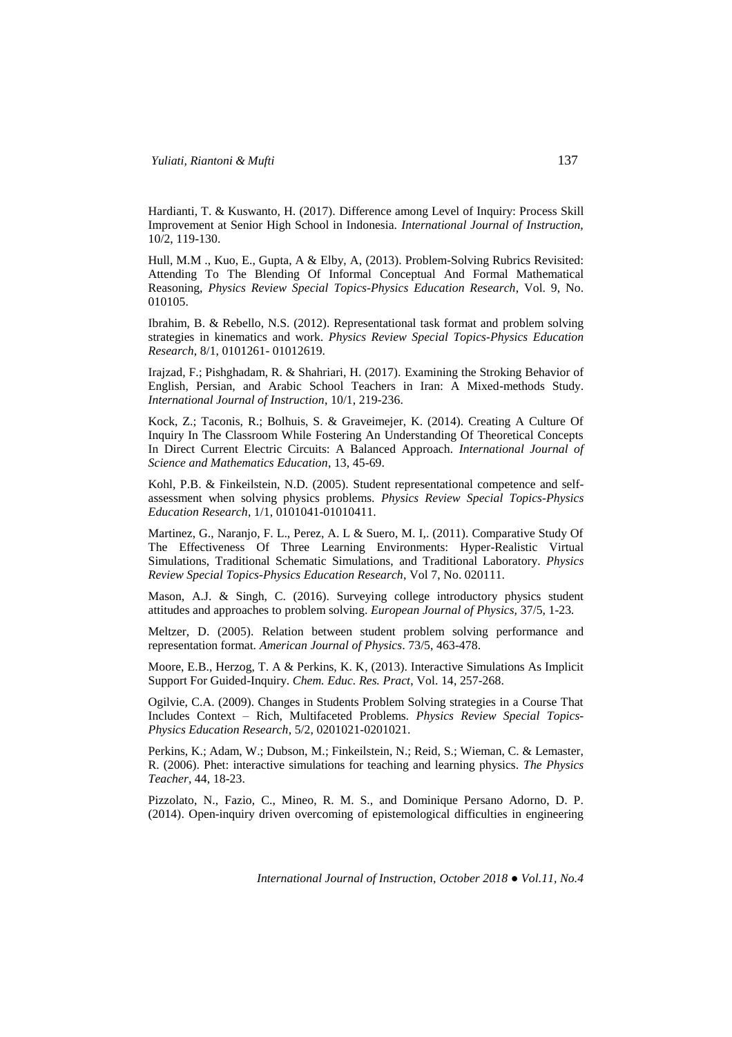Hardianti, T. & Kuswanto, H. (2017). Difference among Level of Inquiry: Process Skill Improvement at Senior High School in Indonesia. *International Journal of Instruction*, 10/2, 119-130.

Hull, M.M ., Kuo, E., Gupta, A & Elby, A, (2013). Problem-Solving Rubrics Revisited: Attending To The Blending Of Informal Conceptual And Formal Mathematical Reasoning, *Physics Review Special Topics-Physics Education Research*, Vol. 9, No. 010105.

Ibrahim, B. & Rebello, N.S. (2012). Representational task format and problem solving strategies in kinematics and work. *Physics Review Special Topics-Physics Education Research*, 8/1, 0101261- 01012619.

Irajzad, F.; Pishghadam, R. & Shahriari, H. (2017). Examining the Stroking Behavior of English, Persian, and Arabic School Teachers in Iran: A Mixed-methods Study. *International Journal of Instruction*, 10/1, 219-236.

Kock, Z.; Taconis, R.; Bolhuis, S. & Graveimejer, K. (2014). Creating A Culture Of Inquiry In The Classroom While Fostering An Understanding Of Theoretical Concepts In Direct Current Electric Circuits: A Balanced Approach. *International Journal of Science and Mathematics Education*, 13, 45-69.

Kohl, P.B. & Finkeilstein, N.D. (2005). Student representational competence and self-assessment when solving physics problems. *Physics Review Special Topics-Physics Education Research*, 1/1, 0101041-01010411.

Martinez, G., Naranjo, F. L., Perez, A. L & Suero, M. I,. (2011). Comparative Study Of The Effectiveness Of Three Learning Environments: Hyper-Realistic Virtual Simulations, Traditional Schematic Simulations, and Traditional Laboratory. *Physics Review Special Topics-Physics Education Research*, Vol 7, No. 020111.

Mason, A.J. & Singh, C. (2016). Surveying college introductory physics student attitudes and approaches to problem solving. *European Journal of Physics,* 37/5, 1-23.

Meltzer, D. (2005). Relation between student problem solving performance and representation format. *American Journal of Physics*. 73/5, 463-478.

Moore, E.B., Herzog, T. A & Perkins, K. K, (2013). Interactive Simulations As Implicit Support For Guided-Inquiry. *Chem. Educ. Res. Pract*, Vol. 14, 257-268.

Ogilvie, C.A. (2009). Changes in Students Problem Solving strategies in a Course That Includes Context – Rich, Multifaceted Problems. *Physics Review Special Topics-Physics Education Research*, 5/2, 0201021-0201021.

Perkins, K.; Adam, W.; Dubson, M.; Finkeilstein, N.; Reid, S.; Wieman, C. & Lemaster, R. (2006). Phet: interactive simulations for teaching and learning physics. *The Physics Teacher*, 44, 18-23.

Pizzolato, N., Fazio, C., Mineo, R. M. S., and Dominique Persano Adorno, D. P. (2014). Open-inquiry driven overcoming of epistemological difficulties in engineering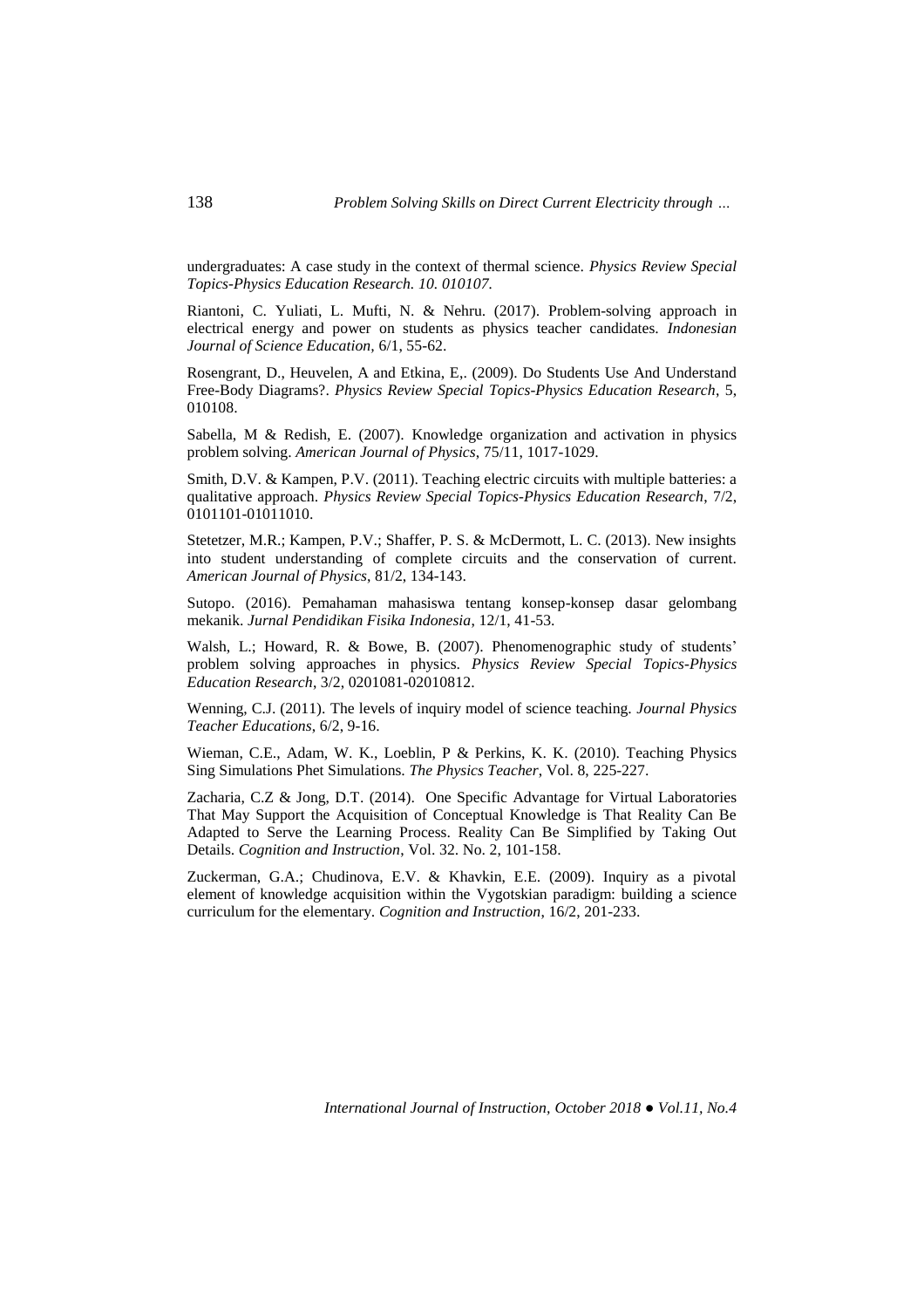undergraduates: A case study in the context of thermal science. *Physics Review Special Topics-Physics Education Research. 10. 010107.*

Riantoni, C. Yuliati, L. Mufti, N. & Nehru. (2017). Problem-solving approach in electrical energy and power on students as physics teacher candidates. *Indonesian Journal of Science Education*, 6/1, 55-62.

Rosengrant, D., Heuvelen, A and Etkina, E,. (2009). Do Students Use And Understand Free-Body Diagrams?. *Physics Review Special Topics-Physics Education Research*, 5, 010108.

Sabella, M & Redish, E. (2007). Knowledge organization and activation in physics problem solving. *American Journal of Physics*, 75/11, 1017-1029.

Smith, D.V. & Kampen, P.V. (2011). Teaching electric circuits with multiple batteries: a qualitative approach. *Physics Review Special Topics-Physics Education Research*, 7/2, 0101101-01011010.

Stetetzer, M.R.; Kampen, P.V.; Shaffer, P. S. & McDermott, L. C. (2013). New insights into student understanding of complete circuits and the conservation of current. *American Journal of Physics*, 81/2, 134-143.

Sutopo. (2016). Pemahaman mahasiswa tentang konsep-konsep dasar gelombang mekanik. *Jurnal Pendidikan Fisika Indonesia*, 12/1, 41-53.

Walsh, L.; Howard, R. & Bowe, B. (2007). Phenomenographic study of students' problem solving approaches in physics. *Physics Review Special Topics-Physics Education Research*, 3/2, 0201081-02010812.

Wenning, C.J. (2011). The levels of inquiry model of science teaching. *Journal Physics Teacher Educations*, 6/2, 9-16.

Wieman, C.E., Adam, W. K., Loeblin, P & Perkins, K. K. (2010). Teaching Physics Sing Simulations Phet Simulations. *The Physics Teacher*, Vol. 8, 225-227.

Zacharia, C.Z & Jong, D.T. (2014). One Specific Advantage for Virtual Laboratories That May Support the Acquisition of Conceptual Knowledge is That Reality Can Be Adapted to Serve the Learning Process. Reality Can Be Simplified by Taking Out Details. *Cognition and Instruction*, Vol. 32. No. 2, 101-158.

Zuckerman, G.A.; Chudinova, E.V. & Khavkin, E.E. (2009). Inquiry as a pivotal element of knowledge acquisition within the Vygotskian paradigm: building a science curriculum for the elementary. *Cognition and Instruction*, 16/2, 201-233.